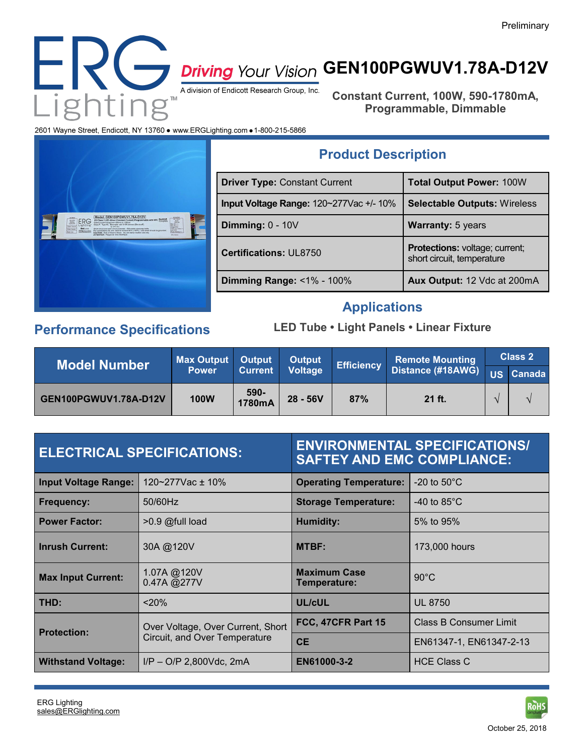Preliminary

# ERG Lighting™

**Driving Your Vision**
A division of Endicott Research Group, Inc.

# GEN100PGWUV1.78A-D12V

**Constant Current, 100W, 590-1780mA, Programmable, Dimmable**

2601 Wayne Street, Endicott, NY 13760 ● www.ERGLighting.com ● 1-800-215-5866

## Product Description

| | |
|---|---|
| **Driver Type:** Constant Current | **Total Output Power:** 100W |
| **Input Voltage Range:** 120~277Vac +/- 10% | **Selectable Outputs:** Wireless |
| **Dimming:** 0 - 10V | **Warranty:** 5 years |
| **Certifications:** UL8750 | **Protections:** voltage; current; short circuit, temperature |
| **Dimming Range:** <1% - 100% | **Aux Output:** 12 Vdc at 200mA |

## Applications

**LED Tube • Light Panels • Linear Fixture**

## Performance Specifications

| Model Number | Max Output Power | Output Current | Output Voltage | Efficiency | Remote Mounting Distance (#18AWG) | Class 2 | |
|---|---|---|---|---|---|---|---|
| | | | | | | US | Canada |
| GEN100PGWUV1.78A-D12V | 100W | 590-1780mA | 28 - 56V | 87% | 21 ft. | √ | √ |

| ELECTRICAL SPECIFICATIONS: | | ENVIRONMENTAL SPECIFICATIONS/ SAFTEY AND EMC COMPLIANCE: | |
|---|---|---|---|
| **Input Voltage Range:** | 120~277Vac ± 10% | **Operating Temperature:** | -20 to 50°C |
| **Frequency:** | 50/60Hz | **Storage Temperature:** | -40 to 85°C |
| **Power Factor:** | >0.9 @full load | **Humidity:** | 5% to 95% |
| **Inrush Current:** | 30A @120V | **MTBF:** | 173,000 hours |
| **Max Input Current:** | 1.07A @120V<br>0.47A @277V | **Maximum Case Temperature:** | 90°C |
| **THD:** | <20% | **UL/cUL** | UL 8750 |
| **Protection:** | Over Voltage, Over Current, Short Circuit, and Over Temperature | **FCC, 47CFR Part 15** | Class B Consumer Limit |
| | | **CE** | EN61347-1, EN61347-2-13 |
| **Withstand Voltage:** | I/P – O/P 2,800Vdc, 2mA | **EN61000-3-2** | HCE Class C |

ERG Lighting
sales@ERGlighting.com

RoHS compliant

October 25, 2018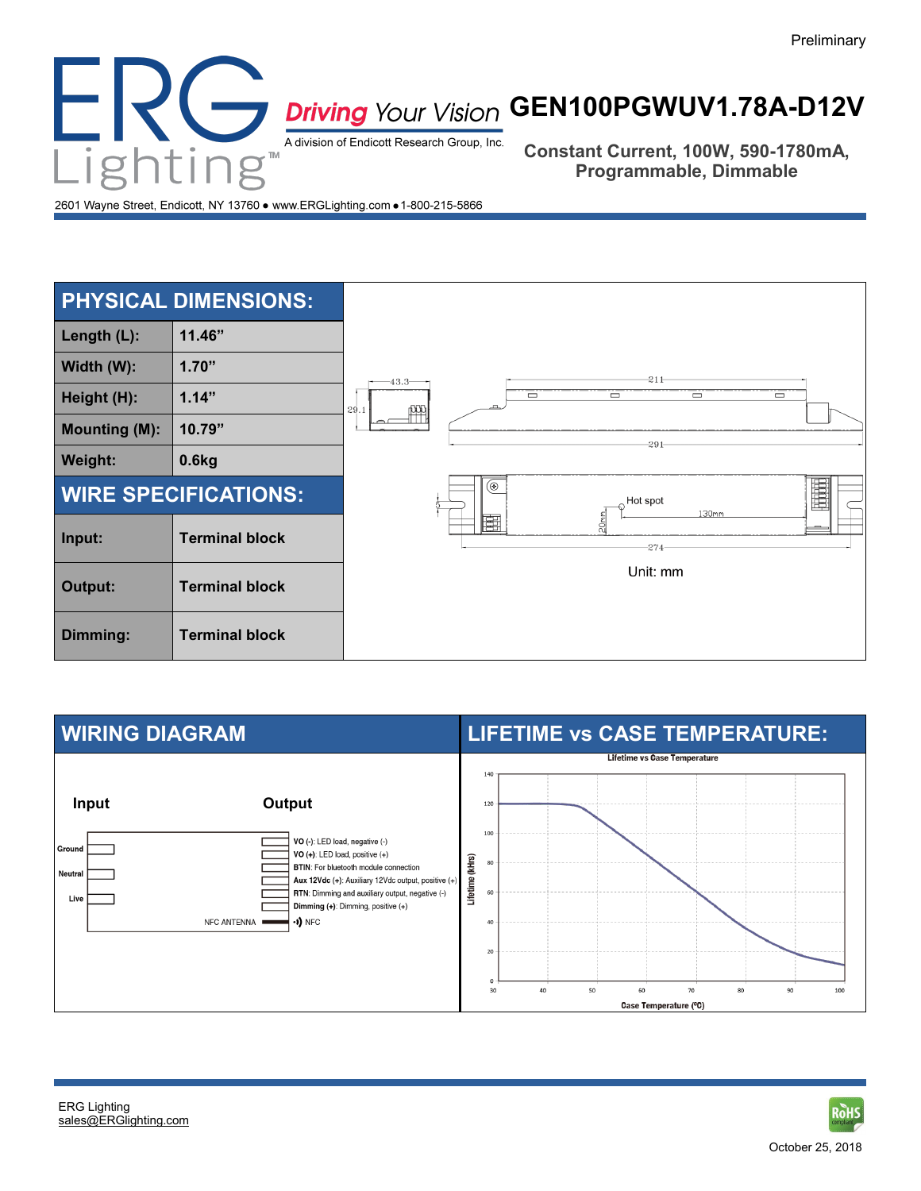Preliminary

# GEN100PGWUV1.78A-D12V

**Constant Current, 100W, 590-1780mA, Programmable, Dimmable**

ERG Lighting™ — *Driving Your Vision* — A division of Endicott Research Group, Inc.

2601 Wayne Street, Endicott, NY 13760 ● www.ERGLighting.com ● 1-800-215-5866

## PHYSICAL DIMENSIONS:

| | |
|---|---|
| **Length (L):** | **11.46”** |
| **Width (W):** | **1.70”** |
| **Height (H):** | **1.14”** |
| **Mounting (M):** | **10.79”** |
| **Weight:** | **0.6kg** |

## WIRE SPECIFICATIONS:

| | |
|---|---|
| **Input:** | **Terminal block** |
| **Output:** | **Terminal block** |
| **Dimming:** | **Terminal block** |

43.3
29.1
211
291
5
Hot spot
130mm
20mm
274

Unit: mm

## WIRING DIAGRAM

**Input**

Ground
Neutral
Live

**Output**

**VO (-)**: LED load, negative (-)
**VO (+)**: LED load, positive (+)
**BTIN**: For bluetooth module connection
**Aux 12Vdc (+)**: Auxiliary 12Vdc output, positive (+)
**RTN**: Dimming and auxiliary output, negative (-)
**Dimming (+)**: Dimming, positive (+)
NFC ANTENNA — NFC

## LIFETIME vs CASE TEMPERATURE:

Lifetime vs Case Temperature

Lifetime (kHrs)
140
120
100
80
60
40
20
0

30
40
50
60
70
80
90
100
Case Temperature (ºC)

ERG Lighting
sales@ERGlighting.com

RoHS compliant

October 25, 2018